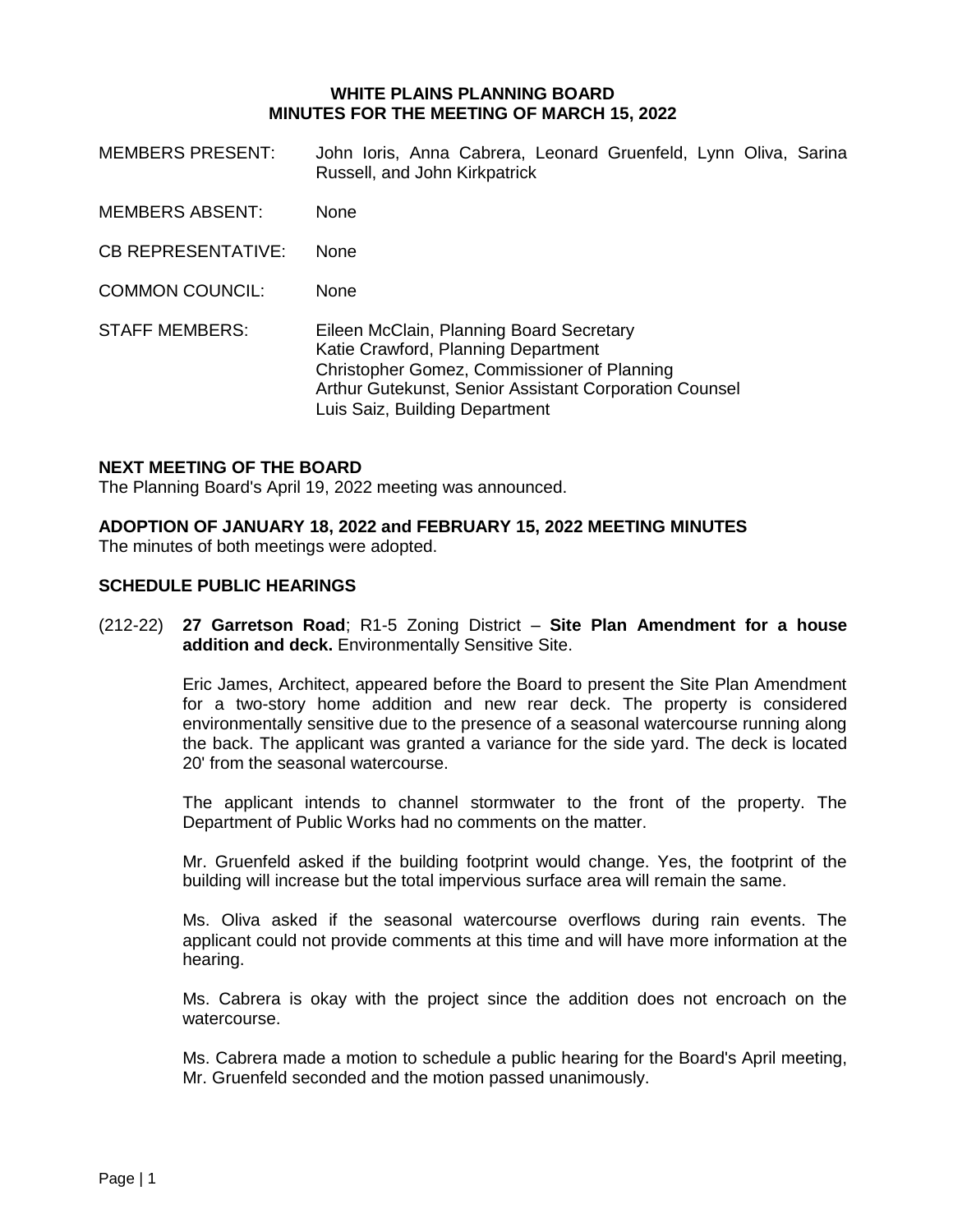# WHITE PLAINS PLANNING BOARD
## MINUTES FOR THE MEETING OF MARCH 15, 2022

MEMBERS PRESENT: John Ioris, Anna Cabrera, Leonard Gruenfeld, Lynn Oliva, Sarina Russell, and John Kirkpatrick

MEMBERS ABSENT: None

CB REPRESENTATIVE: None

COMMON COUNCIL: None

STAFF MEMBERS: Eileen McClain, Planning Board Secretary
Katie Crawford, Planning Department
Christopher Gomez, Commissioner of Planning
Arthur Gutekunst, Senior Assistant Corporation Counsel
Luis Saiz, Building Department

### NEXT MEETING OF THE BOARD

The Planning Board's April 19, 2022 meeting was announced.

### ADOPTION OF JANUARY 18, 2022 and FEBRUARY 15, 2022 MEETING MINUTES

The minutes of both meetings were adopted.

### SCHEDULE PUBLIC HEARINGS

(212-22) **27 Garretson Road**; R1-5 Zoning District – **Site Plan Amendment for a house addition and deck.** Environmentally Sensitive Site.

Eric James, Architect, appeared before the Board to present the Site Plan Amendment for a two-story home addition and new rear deck. The property is considered environmentally sensitive due to the presence of a seasonal watercourse running along the back. The applicant was granted a variance for the side yard. The deck is located 20' from the seasonal watercourse.

The applicant intends to channel stormwater to the front of the property. The Department of Public Works had no comments on the matter.

Mr. Gruenfeld asked if the building footprint would change. Yes, the footprint of the building will increase but the total impervious surface area will remain the same.

Ms. Oliva asked if the seasonal watercourse overflows during rain events. The applicant could not provide comments at this time and will have more information at the hearing.

Ms. Cabrera is okay with the project since the addition does not encroach on the watercourse.

Ms. Cabrera made a motion to schedule a public hearing for the Board's April meeting, Mr. Gruenfeld seconded and the motion passed unanimously.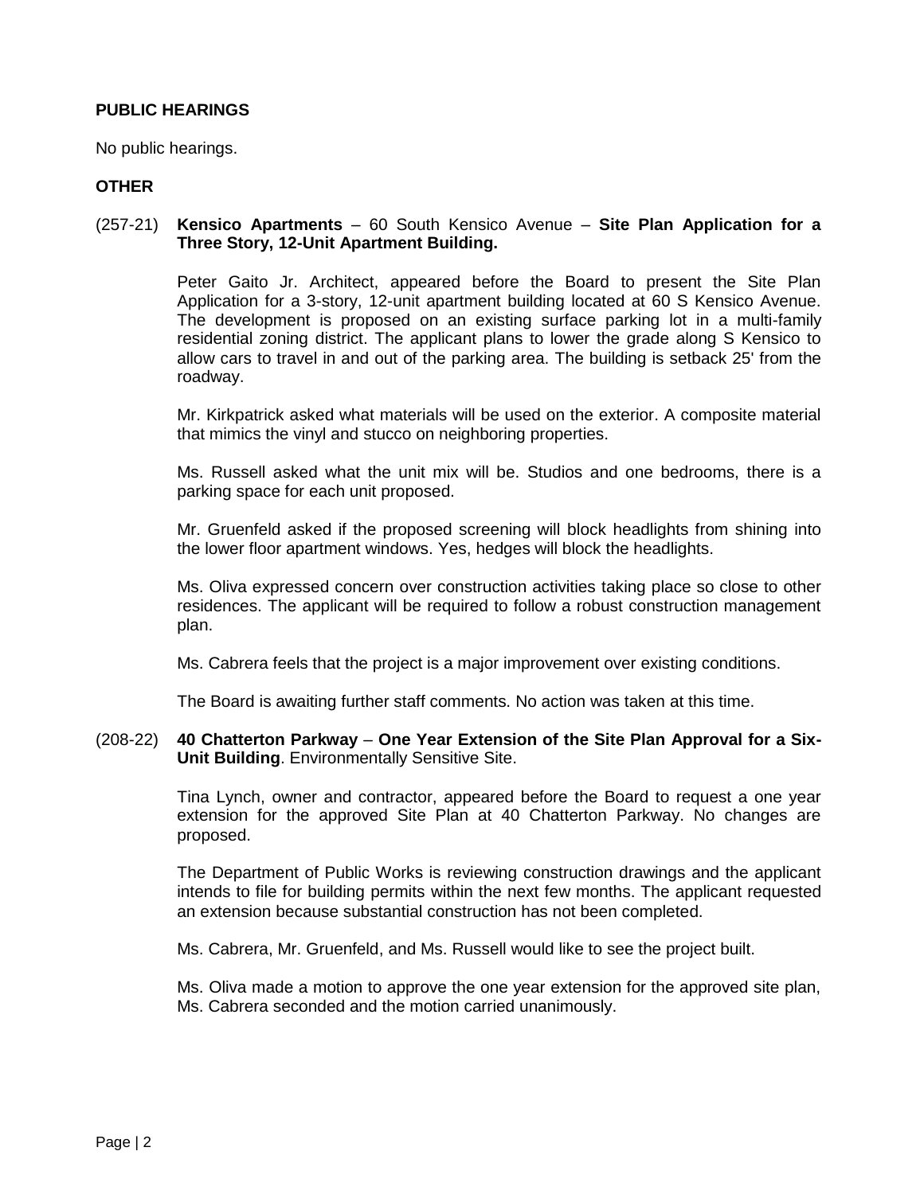**PUBLIC HEARINGS**

No public hearings.

**OTHER**

(257-21) **Kensico Apartments** – 60 South Kensico Avenue – **Site Plan Application for a Three Story, 12-Unit Apartment Building.**

Peter Gaito Jr. Architect, appeared before the Board to present the Site Plan Application for a 3-story, 12-unit apartment building located at 60 S Kensico Avenue. The development is proposed on an existing surface parking lot in a multi-family residential zoning district. The applicant plans to lower the grade along S Kensico to allow cars to travel in and out of the parking area. The building is setback 25' from the roadway.

Mr. Kirkpatrick asked what materials will be used on the exterior. A composite material that mimics the vinyl and stucco on neighboring properties.

Ms. Russell asked what the unit mix will be. Studios and one bedrooms, there is a parking space for each unit proposed.

Mr. Gruenfeld asked if the proposed screening will block headlights from shining into the lower floor apartment windows. Yes, hedges will block the headlights.

Ms. Oliva expressed concern over construction activities taking place so close to other residences. The applicant will be required to follow a robust construction management plan.

Ms. Cabrera feels that the project is a major improvement over existing conditions.

The Board is awaiting further staff comments. No action was taken at this time.

(208-22) **40 Chatterton Parkway** – **One Year Extension of the Site Plan Approval for a Six-Unit Building**. Environmentally Sensitive Site.

Tina Lynch, owner and contractor, appeared before the Board to request a one year extension for the approved Site Plan at 40 Chatterton Parkway. No changes are proposed.

The Department of Public Works is reviewing construction drawings and the applicant intends to file for building permits within the next few months. The applicant requested an extension because substantial construction has not been completed.

Ms. Cabrera, Mr. Gruenfeld, and Ms. Russell would like to see the project built.

Ms. Oliva made a motion to approve the one year extension for the approved site plan, Ms. Cabrera seconded and the motion carried unanimously.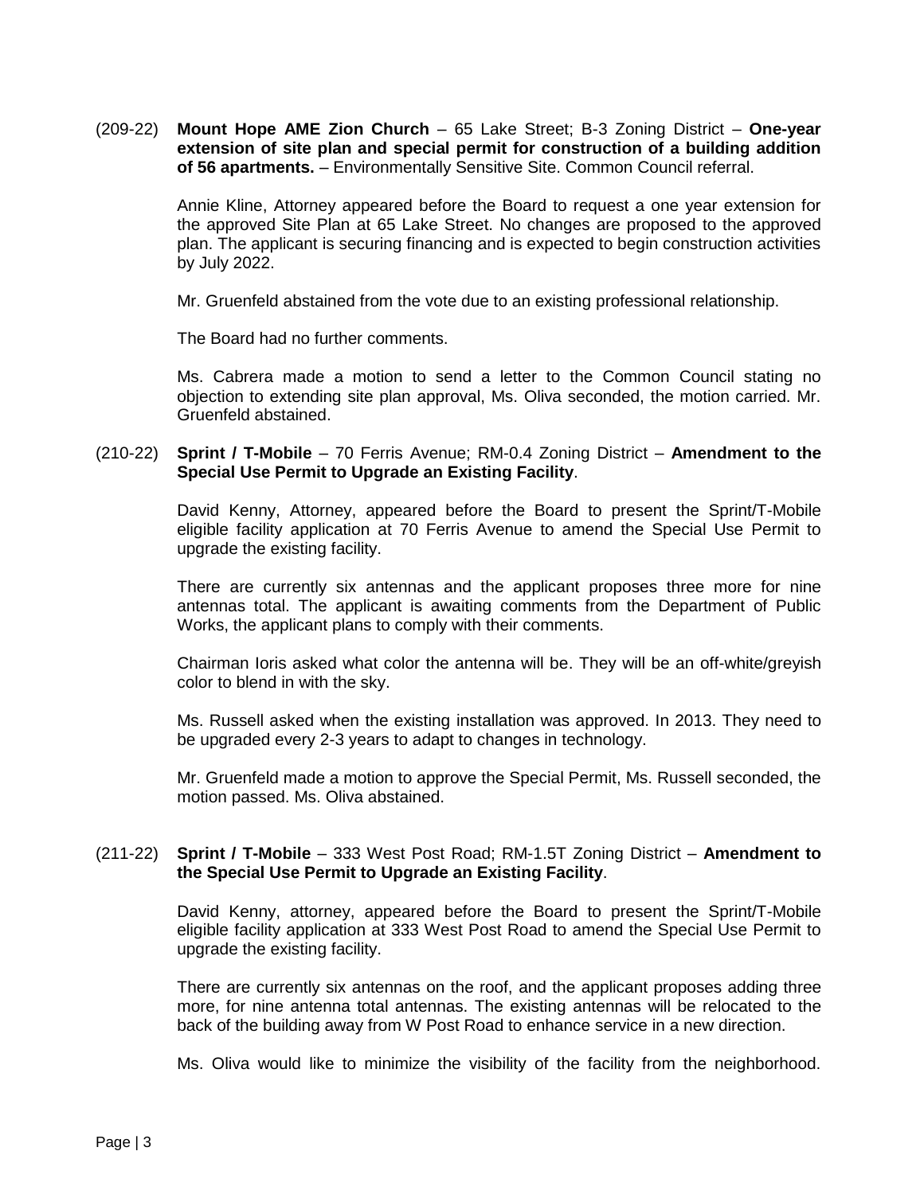(209-22) **Mount Hope AME Zion Church** – 65 Lake Street; B-3 Zoning District – **One-year extension of site plan and special permit for construction of a building addition of 56 apartments.** – Environmentally Sensitive Site. Common Council referral.

Annie Kline, Attorney appeared before the Board to request a one year extension for the approved Site Plan at 65 Lake Street. No changes are proposed to the approved plan. The applicant is securing financing and is expected to begin construction activities by July 2022.

Mr. Gruenfeld abstained from the vote due to an existing professional relationship.

The Board had no further comments.

Ms. Cabrera made a motion to send a letter to the Common Council stating no objection to extending site plan approval, Ms. Oliva seconded, the motion carried. Mr. Gruenfeld abstained.

(210-22) **Sprint / T-Mobile** – 70 Ferris Avenue; RM-0.4 Zoning District – **Amendment to the Special Use Permit to Upgrade an Existing Facility**.

David Kenny, Attorney, appeared before the Board to present the Sprint/T-Mobile eligible facility application at 70 Ferris Avenue to amend the Special Use Permit to upgrade the existing facility.

There are currently six antennas and the applicant proposes three more for nine antennas total. The applicant is awaiting comments from the Department of Public Works, the applicant plans to comply with their comments.

Chairman Ioris asked what color the antenna will be. They will be an off-white/greyish color to blend in with the sky.

Ms. Russell asked when the existing installation was approved. In 2013. They need to be upgraded every 2-3 years to adapt to changes in technology.

Mr. Gruenfeld made a motion to approve the Special Permit, Ms. Russell seconded, the motion passed. Ms. Oliva abstained.

(211-22) **Sprint / T-Mobile** – 333 West Post Road; RM-1.5T Zoning District – **Amendment to the Special Use Permit to Upgrade an Existing Facility**.

David Kenny, attorney, appeared before the Board to present the Sprint/T-Mobile eligible facility application at 333 West Post Road to amend the Special Use Permit to upgrade the existing facility.

There are currently six antennas on the roof, and the applicant proposes adding three more, for nine antenna total antennas. The existing antennas will be relocated to the back of the building away from W Post Road to enhance service in a new direction.

Ms. Oliva would like to minimize the visibility of the facility from the neighborhood.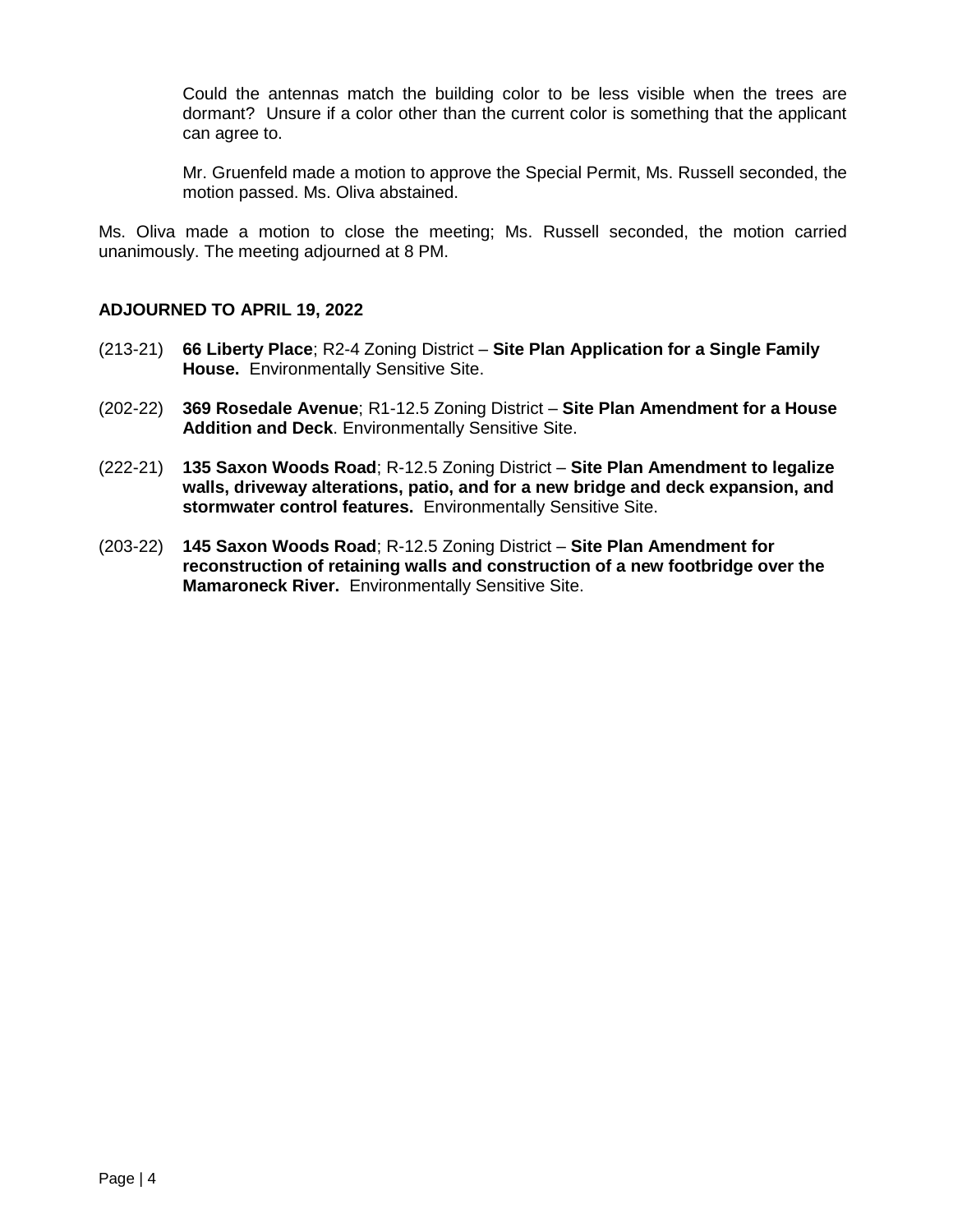Could the antennas match the building color to be less visible when the trees are dormant? Unsure if a color other than the current color is something that the applicant can agree to.

Mr. Gruenfeld made a motion to approve the Special Permit, Ms. Russell seconded, the motion passed. Ms. Oliva abstained.

Ms. Oliva made a motion to close the meeting; Ms. Russell seconded, the motion carried unanimously. The meeting adjourned at 8 PM.

**ADJOURNED TO APRIL 19, 2022**

(213-21) **66 Liberty Place**; R2-4 Zoning District – **Site Plan Application for a Single Family House.** Environmentally Sensitive Site.

(202-22) **369 Rosedale Avenue**; R1-12.5 Zoning District – **Site Plan Amendment for a House Addition and Deck**. Environmentally Sensitive Site.

(222-21) **135 Saxon Woods Road**; R-12.5 Zoning District – **Site Plan Amendment to legalize walls, driveway alterations, patio, and for a new bridge and deck expansion, and stormwater control features.** Environmentally Sensitive Site.

(203-22) **145 Saxon Woods Road**; R-12.5 Zoning District – **Site Plan Amendment for reconstruction of retaining walls and construction of a new footbridge over the Mamaroneck River.** Environmentally Sensitive Site.